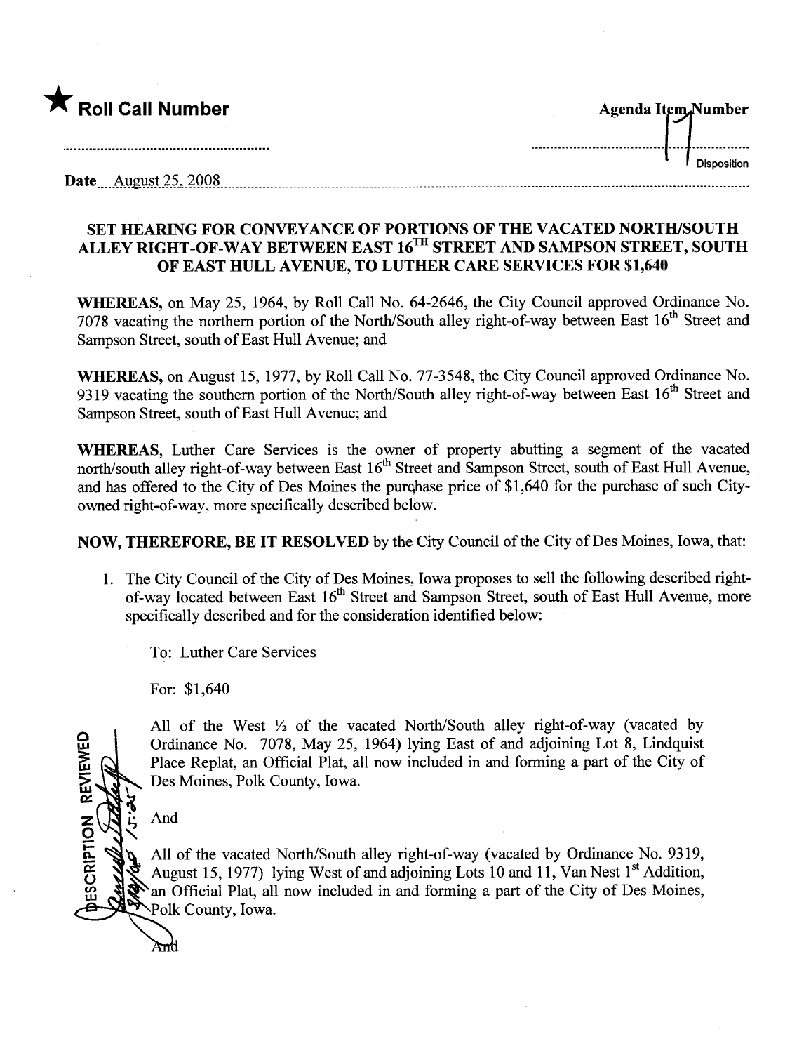★ **Roll Call Number**

**Agenda Item Number**

17

Disposition

Date August 25, 2008

## SET HEARING FOR CONVEYANCE OF PORTIONS OF THE VACATED NORTH/SOUTH ALLEY RIGHT-OF-WAY BETWEEN EAST 16TH STREET AND SAMPSON STREET, SOUTH OF EAST HULL AVENUE, TO LUTHER CARE SERVICES FOR $1,640

**WHEREAS,** on May 25, 1964, by Roll Call No. 64-2646, the City Council approved Ordinance No. 7078 vacating the northern portion of the North/South alley right-of-way between East 16th Street and Sampson Street, south of East Hull Avenue; and

**WHEREAS,** on August 15, 1977, by Roll Call No. 77-3548, the City Council approved Ordinance No. 9319 vacating the southern portion of the North/South alley right-of-way between East 16th Street and Sampson Street, south of East Hull Avenue; and

**WHEREAS,** Luther Care Services is the owner of property abutting a segment of the vacated north/south alley right-of-way between East 16th Street and Sampson Street, south of East Hull Avenue, and has offered to the City of Des Moines the purchase price of $1,640 for the purchase of such City-owned right-of-way, more specifically described below.

**NOW, THEREFORE, BE IT RESOLVED** by the City Council of the City of Des Moines, Iowa, that:

1. The City Council of the City of Des Moines, Iowa proposes to sell the following described right-of-way located between East 16th Street and Sampson Street, south of East Hull Avenue, more specifically described and for the consideration identified below:

   To: Luther Care Services

   For: $1,640

   All of the West ½ of the vacated North/South alley right-of-way (vacated by Ordinance No. 7078, May 25, 1964) lying East of and adjoining Lot 8, Lindquist Place Replat, an Official Plat, all now included in and forming a part of the City of Des Moines, Polk County, Iowa.

   And

   All of the vacated North/South alley right-of-way (vacated by Ordinance No. 9319, August 15, 1977) lying West of and adjoining Lots 10 and 11, Van Nest 1st Addition, an Official Plat, all now included in and forming a part of the City of Des Moines, Polk County, Iowa.

   And

DESCRIPTION REVIEWED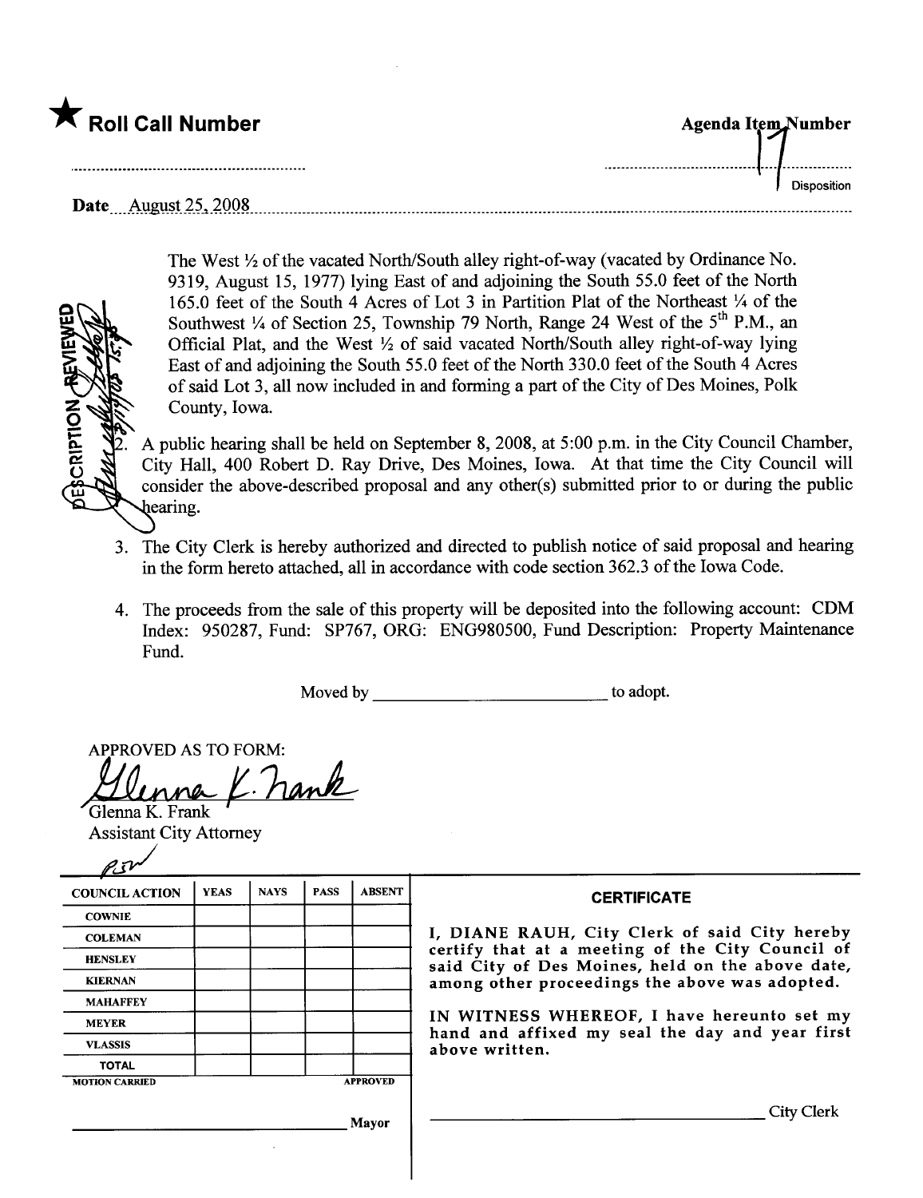★ **Roll Call Number**

Agenda Item Number 17

Disposition

Date August 25, 2008

The West ½ of the vacated North/South alley right-of-way (vacated by Ordinance No. 9319, August 15, 1977) lying East of and adjoining the South 55.0 feet of the North 165.0 feet of the South 4 Acres of Lot 3 in Partition Plat of the Northeast ¼ of the Southwest ¼ of Section 25, Township 79 North, Range 24 West of the 5th P.M., an Official Plat, and the West ½ of said vacated North/South alley right-of-way lying East of and adjoining the South 55.0 feet of the North 330.0 feet of the South 4 Acres of said Lot 3, all now included in and forming a part of the City of Des Moines, Polk County, Iowa.

DESCRIPTION REVIEWED

2. A public hearing shall be held on September 8, 2008, at 5:00 p.m. in the City Council Chamber, City Hall, 400 Robert D. Ray Drive, Des Moines, Iowa. At that time the City Council will consider the above-described proposal and any other(s) submitted prior to or during the public hearing.

3. The City Clerk is hereby authorized and directed to publish notice of said proposal and hearing in the form hereto attached, all in accordance with code section 362.3 of the Iowa Code.

4. The proceeds from the sale of this property will be deposited into the following account: CDM Index: 950287, Fund: SP767, ORG: ENG980500, Fund Description: Property Maintenance Fund.

Moved by ________________________ to adopt.

APPROVED AS TO FORM:

Glenna K. Frank
Assistant City Attorney

| COUNCIL ACTION | YEAS | NAYS | PASS | ABSENT |
|---|---|---|---|---|
| COWNIE | | | | |
| COLEMAN | | | | |
| HENSLEY | | | | |
| KIERNAN | | | | |
| MAHAFFEY | | | | |
| MEYER | | | | |
| VLASSIS | | | | |
| TOTAL | | | | |
| MOTION CARRIED | | | | APPROVED |

________________________ Mayor

**CERTIFICATE**

I, DIANE RAUH, City Clerk of said City hereby certify that at a meeting of the City Council of said City of Des Moines, held on the above date, among other proceedings the above was adopted.

IN WITNESS WHEREOF, I have hereunto set my hand and affixed my seal the day and year first above written.

________________________ City Clerk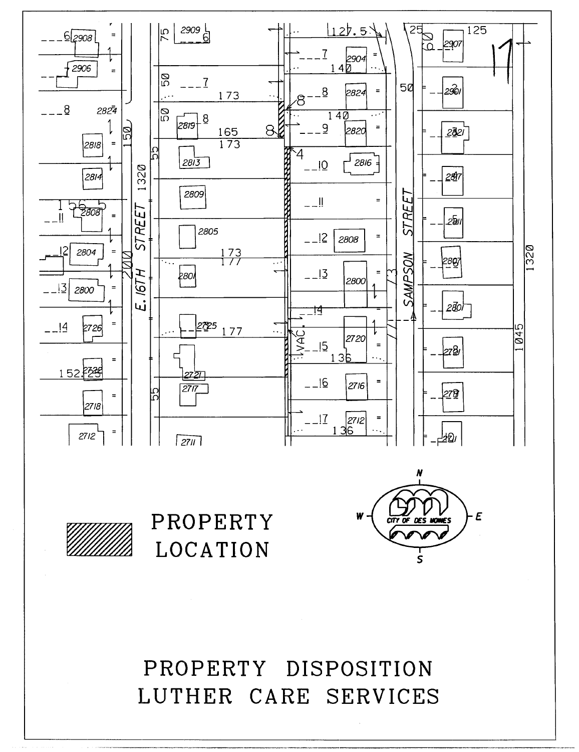PROPERTY LOCATION

CITY OF DES MOINES

N

W

E

S

# PROPERTY DISPOSITION LUTHER CARE SERVICES